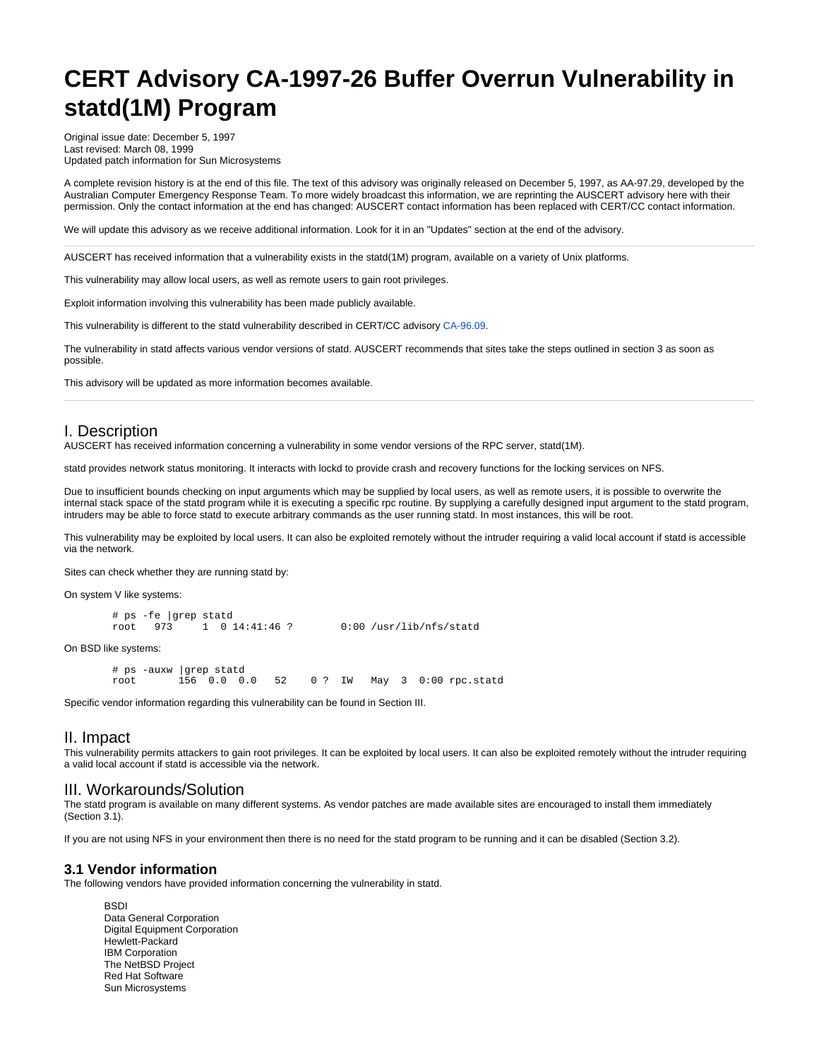# CERT Advisory CA-1997-26 Buffer Overrun Vulnerability in statd(1M) Program

Original issue date: December 5, 1997
Last revised: March 08, 1999
Updated patch information for Sun Microsystems

A complete revision history is at the end of this file. The text of this advisory was originally released on December 5, 1997, as AA-97.29, developed by the Australian Computer Emergency Response Team. To more widely broadcast this information, we are reprinting the AUSCERT advisory here with their permission. Only the contact information at the end has changed: AUSCERT contact information has been replaced with CERT/CC contact information.

We will update this advisory as we receive additional information. Look for it in an "Updates" section at the end of the advisory.

---

AUSCERT has received information that a vulnerability exists in the statd(1M) program, available on a variety of Unix platforms.

This vulnerability may allow local users, as well as remote users to gain root privileges.

Exploit information involving this vulnerability has been made publicly available.

This vulnerability is different to the statd vulnerability described in CERT/CC advisory CA-96.09.

The vulnerability in statd affects various vendor versions of statd. AUSCERT recommends that sites take the steps outlined in section 3 as soon as possible.

This advisory will be updated as more information becomes available.

---

## I. Description

AUSCERT has received information concerning a vulnerability in some vendor versions of the RPC server, statd(1M).

statd provides network status monitoring. It interacts with lockd to provide crash and recovery functions for the locking services on NFS.

Due to insufficient bounds checking on input arguments which may be supplied by local users, as well as remote users, it is possible to overwrite the internal stack space of the statd program while it is executing a specific rpc routine. By supplying a carefully designed input argument to the statd program, intruders may be able to force statd to execute arbitrary commands as the user running statd. In most instances, this will be root.

This vulnerability may be exploited by local users. It can also be exploited remotely without the intruder requiring a valid local account if statd is accessible via the network.

Sites can check whether they are running statd by:

On system V like systems:

```
# ps -fe |grep statd
root   973     1  0 14:41:46 ?        0:00 /usr/lib/nfs/statd
```

On BSD like systems:

```
# ps -auxw |grep statd
root       156  0.0  0.0   52    0 ?  IW   May  3  0:00 rpc.statd
```

Specific vendor information regarding this vulnerability can be found in Section III.

## II. Impact

This vulnerability permits attackers to gain root privileges. It can be exploited by local users. It can also be exploited remotely without the intruder requiring a valid local account if statd is accessible via the network.

## III. Workarounds/Solution

The statd program is available on many different systems. As vendor patches are made available sites are encouraged to install them immediately (Section 3.1).

If you are not using NFS in your environment then there is no need for the statd program to be running and it can be disabled (Section 3.2).

### 3.1 Vendor information

The following vendors have provided information concerning the vulnerability in statd.

- BSDI
- Data General Corporation
- Digital Equipment Corporation
- Hewlett-Packard
- IBM Corporation
- The NetBSD Project
- Red Hat Software
- Sun Microsystems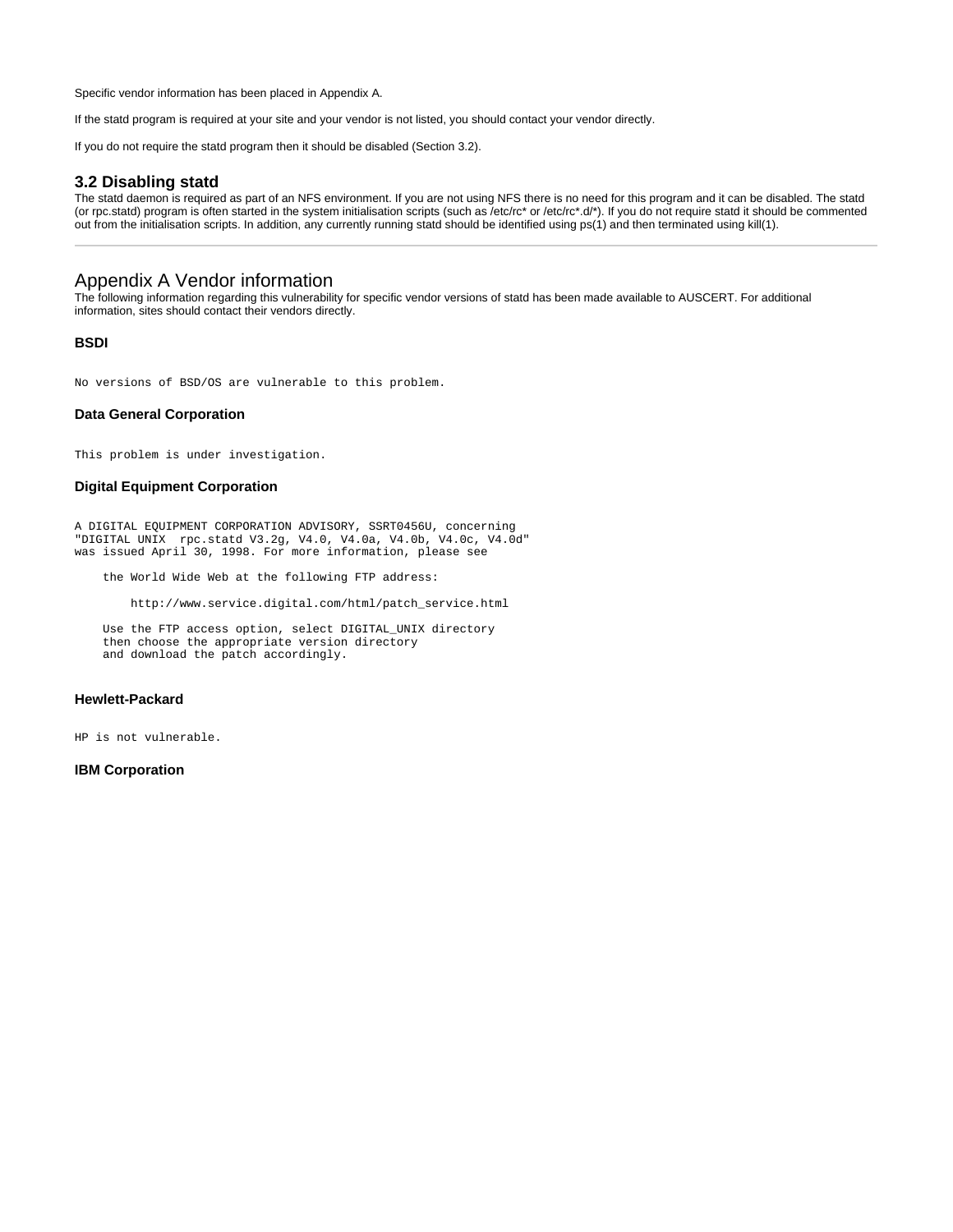Specific vendor information has been placed in Appendix A.

If the statd program is required at your site and your vendor is not listed, you should contact your vendor directly.

If you do not require the statd program then it should be disabled (Section 3.2).

### 3.2 Disabling statd

The statd daemon is required as part of an NFS environment. If you are not using NFS there is no need for this program and it can be disabled. The statd (or rpc.statd) program is often started in the system initialisation scripts (such as /etc/rc* or /etc/rc*.d/*). If you do not require statd it should be commented out from the initialisation scripts. In addition, any currently running statd should be identified using ps(1) and then terminated using kill(1).

---

## Appendix A Vendor information

The following information regarding this vulnerability for specific vendor versions of statd has been made available to AUSCERT. For additional information, sites should contact their vendors directly.

#### BSDI

```
No versions of BSD/OS are vulnerable to this problem.
```

#### Data General Corporation

```
This problem is under investigation.
```

#### Digital Equipment Corporation

```
A DIGITAL EQUIPMENT CORPORATION ADVISORY, SSRT0456U, concerning
"DIGITAL UNIX  rpc.statd V3.2g, V4.0, V4.0a, V4.0b, V4.0c, V4.0d"
was issued April 30, 1998. For more information, please see

    the World Wide Web at the following FTP address:

        http://www.service.digital.com/html/patch_service.html

    Use the FTP access option, select DIGITAL_UNIX directory
    then choose the appropriate version directory
    and download the patch accordingly.
```

#### Hewlett-Packard

```
HP is not vulnerable.
```

#### IBM Corporation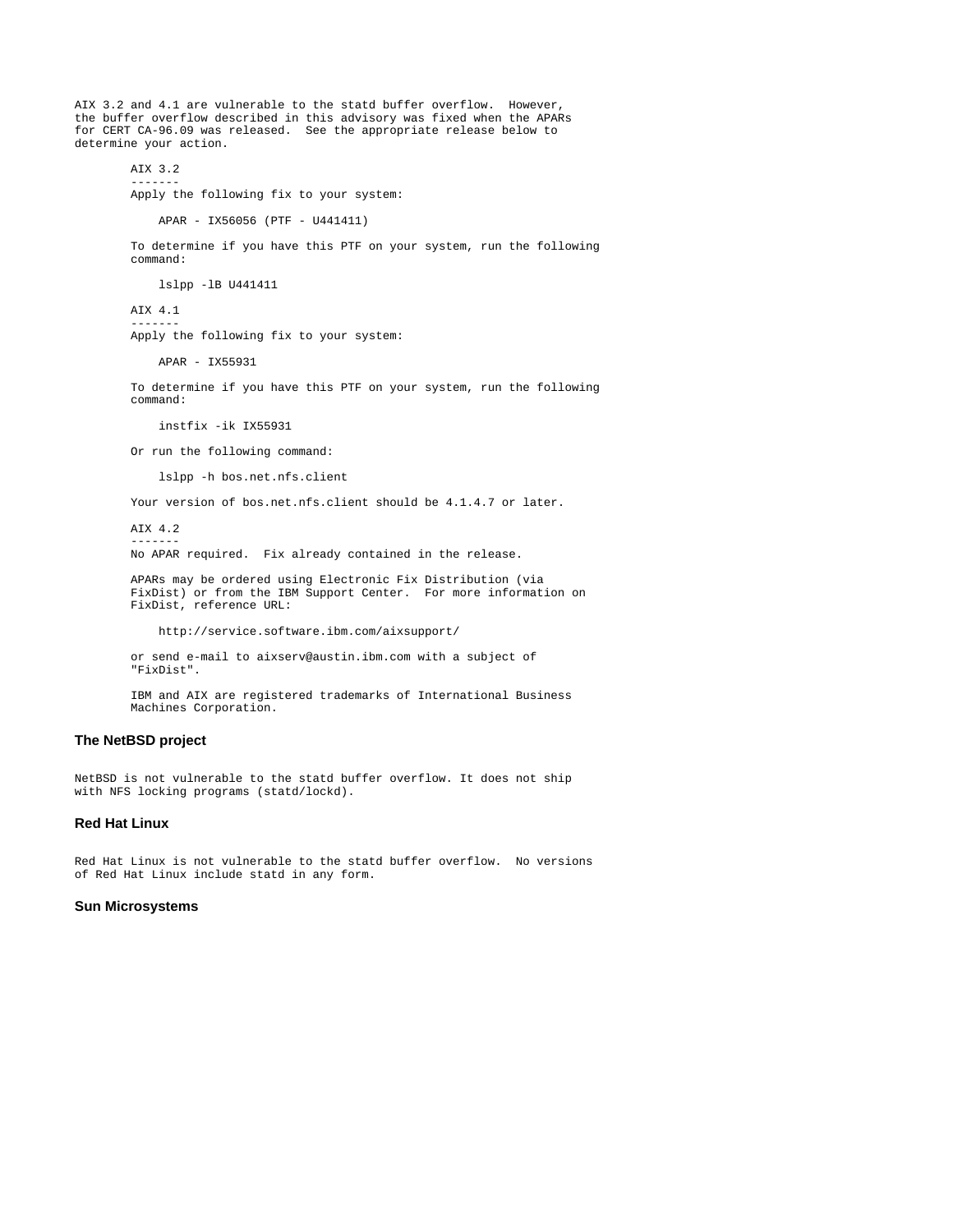```
AIX 3.2 and 4.1 are vulnerable to the statd buffer overflow.  However,
the buffer overflow described in this advisory was fixed when the APARs
for CERT CA-96.09 was released.  See the appropriate release below to
determine your action.

        AIX 3.2
        -------
        Apply the following fix to your system:

            APAR - IX56056 (PTF - U441411)

        To determine if you have this PTF on your system, run the following
        command:

            lslpp -lB U441411

        AIX 4.1
        -------
        Apply the following fix to your system:

            APAR - IX55931

        To determine if you have this PTF on your system, run the following
        command:

            instfix -ik IX55931

        Or run the following command:

            lslpp -h bos.net.nfs.client

        Your version of bos.net.nfs.client should be 4.1.4.7 or later.

        AIX 4.2
        -------
        No APAR required.  Fix already contained in the release.

        APARs may be ordered using Electronic Fix Distribution (via
        FixDist) or from the IBM Support Center.  For more information on
        FixDist, reference URL:

            http://service.software.ibm.com/aixsupport/

        or send e-mail to aixserv@austin.ibm.com with a subject of
        "FixDist".

        IBM and AIX are registered trademarks of International Business
        Machines Corporation.
```

### The NetBSD project

```
NetBSD is not vulnerable to the statd buffer overflow. It does not ship
with NFS locking programs (statd/lockd).
```

### Red Hat Linux

```
Red Hat Linux is not vulnerable to the statd buffer overflow.  No versions
of Red Hat Linux include statd in any form.
```

### Sun Microsystems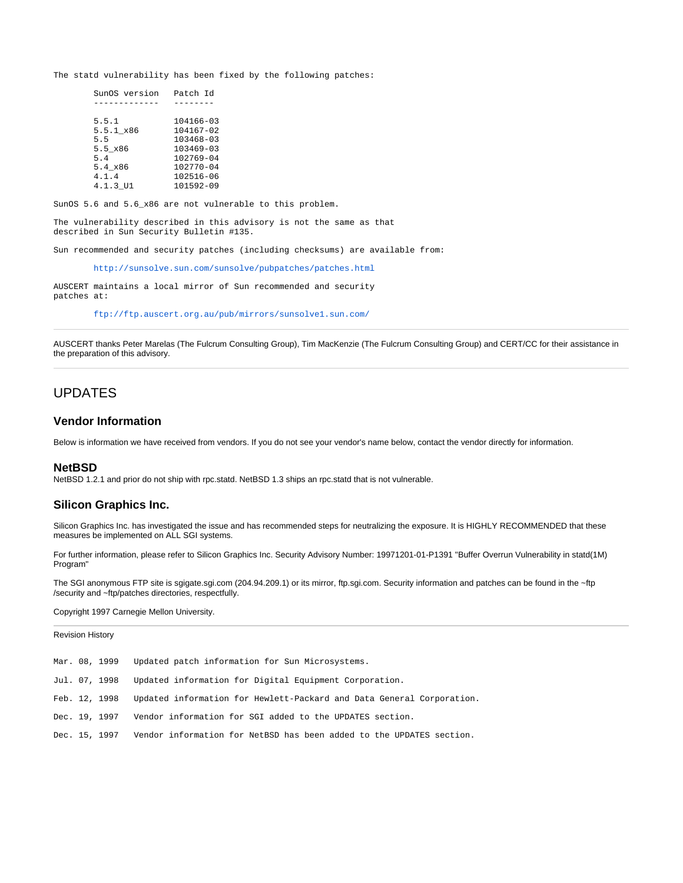```
The statd vulnerability has been fixed by the following patches:

        SunOS version   Patch Id
        -------------   --------

        5.5.1           104166-03
        5.5.1_x86       104167-02
        5.5             103468-03
        5.5_x86         103469-03
        5.4             102769-04
        5.4_x86         102770-04
        4.1.4           102516-06
        4.1.3_U1        101592-09

SunOS 5.6 and 5.6_x86 are not vulnerable to this problem.

The vulnerability described in this advisory is not the same as that
described in Sun Security Bulletin #135.

Sun recommended and security patches (including checksums) are available from:

        http://sunsolve.sun.com/sunsolve/pubpatches/patches.html

AUSCERT maintains a local mirror of Sun recommended and security
patches at:

        ftp://ftp.auscert.org.au/pub/mirrors/sunsolve1.sun.com/
```

---

AUSCERT thanks Peter Marelas (The Fulcrum Consulting Group), Tim MacKenzie (The Fulcrum Consulting Group) and CERT/CC for their assistance in the preparation of this advisory.

---

## UPDATES

### Vendor Information

Below is information we have received from vendors. If you do not see your vendor's name below, contact the vendor directly for information.

### NetBSD

NetBSD 1.2.1 and prior do not ship with rpc.statd. NetBSD 1.3 ships an rpc.statd that is not vulnerable.

### Silicon Graphics Inc.

Silicon Graphics Inc. has investigated the issue and has recommended steps for neutralizing the exposure. It is HIGHLY RECOMMENDED that these measures be implemented on ALL SGI systems.

For further information, please refer to Silicon Graphics Inc. Security Advisory Number: 19971201-01-P1391 "Buffer Overrun Vulnerability in statd(1M) Program"

The SGI anonymous FTP site is sgigate.sgi.com (204.94.209.1) or its mirror, ftp.sgi.com. Security information and patches can be found in the ~ftp /security and ~ftp/patches directories, respectfully.

Copyright 1997 Carnegie Mellon University.

---

Revision History

```
Mar. 08, 1999   Updated patch information for Sun Microsystems.

Jul. 07, 1998   Updated information for Digital Equipment Corporation.

Feb. 12, 1998   Updated information for Hewlett-Packard and Data General Corporation.

Dec. 19, 1997   Vendor information for SGI added to the UPDATES section.

Dec. 15, 1997   Vendor information for NetBSD has been added to the UPDATES section.
```